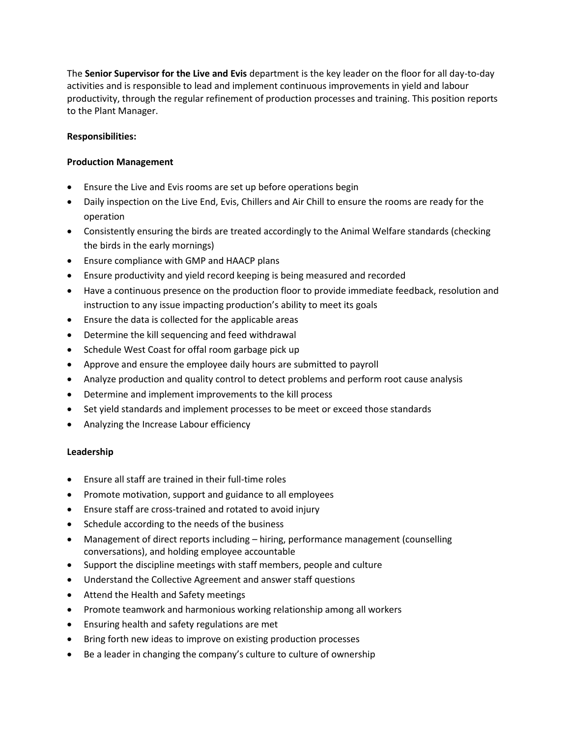The **Senior Supervisor for the Live and Evis** department is the key leader on the floor for all day-to-day activities and is responsible to lead and implement continuous improvements in yield and labour productivity, through the regular refinement of production processes and training. This position reports to the Plant Manager.

**Responsibilities:**

**Production Management**

- Ensure the Live and Evis rooms are set up before operations begin
- Daily inspection on the Live End, Evis, Chillers and Air Chill to ensure the rooms are ready for the operation
- Consistently ensuring the birds are treated accordingly to the Animal Welfare standards (checking the birds in the early mornings)
- Ensure compliance with GMP and HAACP plans
- Ensure productivity and yield record keeping is being measured and recorded
- Have a continuous presence on the production floor to provide immediate feedback, resolution and instruction to any issue impacting production's ability to meet its goals
- Ensure the data is collected for the applicable areas
- Determine the kill sequencing and feed withdrawal
- Schedule West Coast for offal room garbage pick up
- Approve and ensure the employee daily hours are submitted to payroll
- Analyze production and quality control to detect problems and perform root cause analysis
- Determine and implement improvements to the kill process
- Set yield standards and implement processes to be meet or exceed those standards
- Analyzing the Increase Labour efficiency

**Leadership**

- Ensure all staff are trained in their full-time roles
- Promote motivation, support and guidance to all employees
- Ensure staff are cross-trained and rotated to avoid injury
- Schedule according to the needs of the business
- Management of direct reports including – hiring, performance management (counselling conversations), and holding employee accountable
- Support the discipline meetings with staff members, people and culture
- Understand the Collective Agreement and answer staff questions
- Attend the Health and Safety meetings
- Promote teamwork and harmonious working relationship among all workers
- Ensuring health and safety regulations are met
- Bring forth new ideas to improve on existing production processes
- Be a leader in changing the company's culture to culture of ownership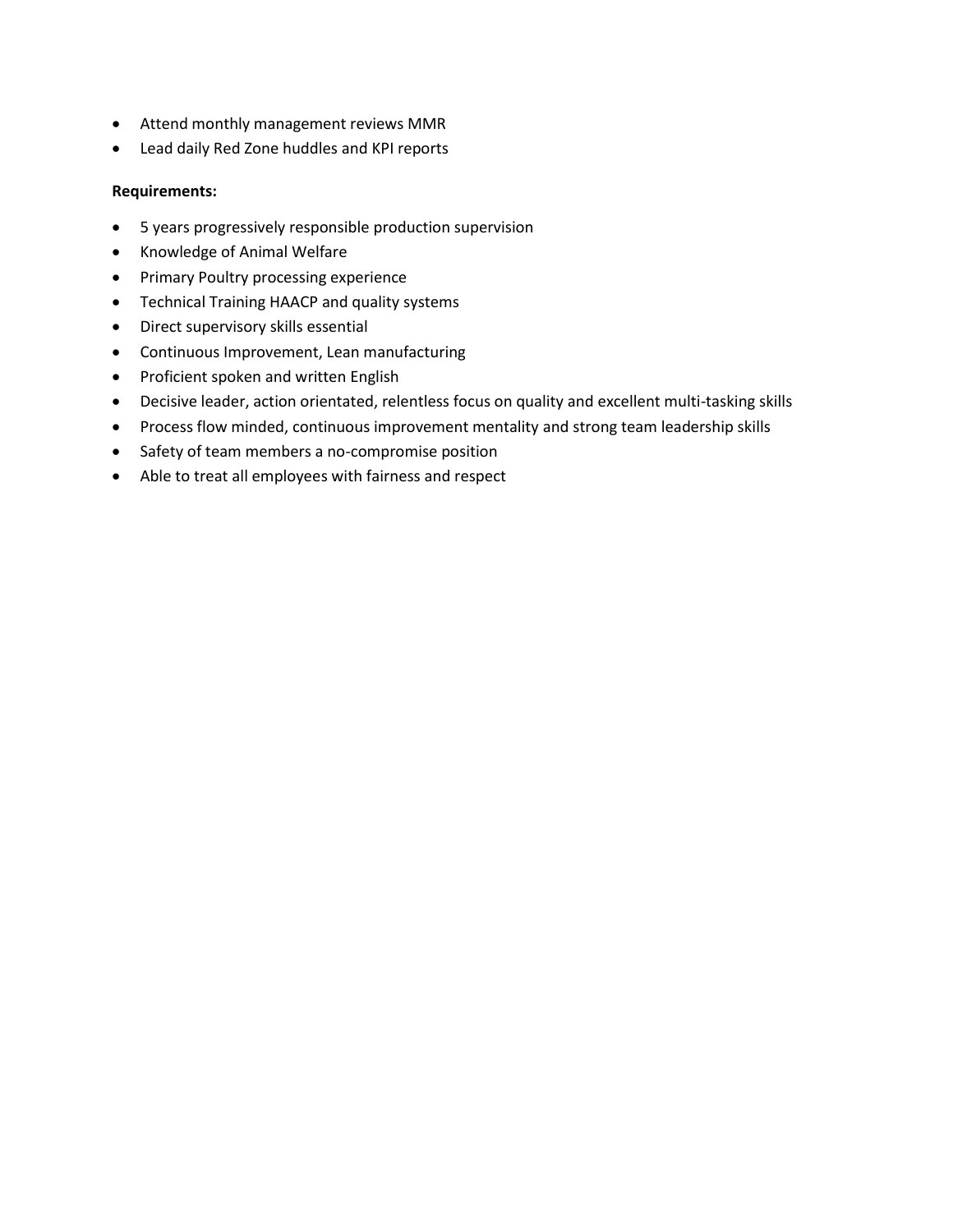- Attend monthly management reviews MMR
- Lead daily Red Zone huddles and KPI reports

**Requirements:**

- 5 years progressively responsible production supervision
- Knowledge of Animal Welfare
- Primary Poultry processing experience
- Technical Training HAACP and quality systems
- Direct supervisory skills essential
- Continuous Improvement, Lean manufacturing
- Proficient spoken and written English
- Decisive leader, action orientated, relentless focus on quality and excellent multi-tasking skills
- Process flow minded, continuous improvement mentality and strong team leadership skills
- Safety of team members a no-compromise position
- Able to treat all employees with fairness and respect